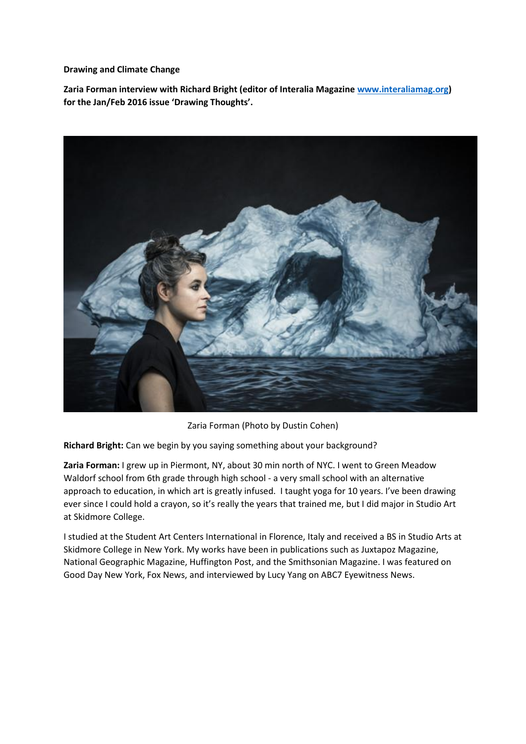**Drawing and Climate Change**

**Zaria Forman interview with Richard Bright (editor of Interalia Magazine [www.interaliamag.org](http://www.interaliamag.org)) for the Jan/Feb 2016 issue 'Drawing Thoughts'.**

Zaria Forman (Photo by Dustin Cohen)

**Richard Bright:** Can we begin by you saying something about your background?

**Zaria Forman:** I grew up in Piermont, NY, about 30 min north of NYC. I went to Green Meadow Waldorf school from 6th grade through high school - a very small school with an alternative approach to education, in which art is greatly infused. I taught yoga for 10 years. I've been drawing ever since I could hold a crayon, so it's really the years that trained me, but I did major in Studio Art at Skidmore College.

I studied at the Student Art Centers International in Florence, Italy and received a BS in Studio Arts at Skidmore College in New York. My works have been in publications such as Juxtapoz Magazine, National Geographic Magazine, Huffington Post, and the Smithsonian Magazine. I was featured on Good Day New York, Fox News, and interviewed by Lucy Yang on ABC7 Eyewitness News.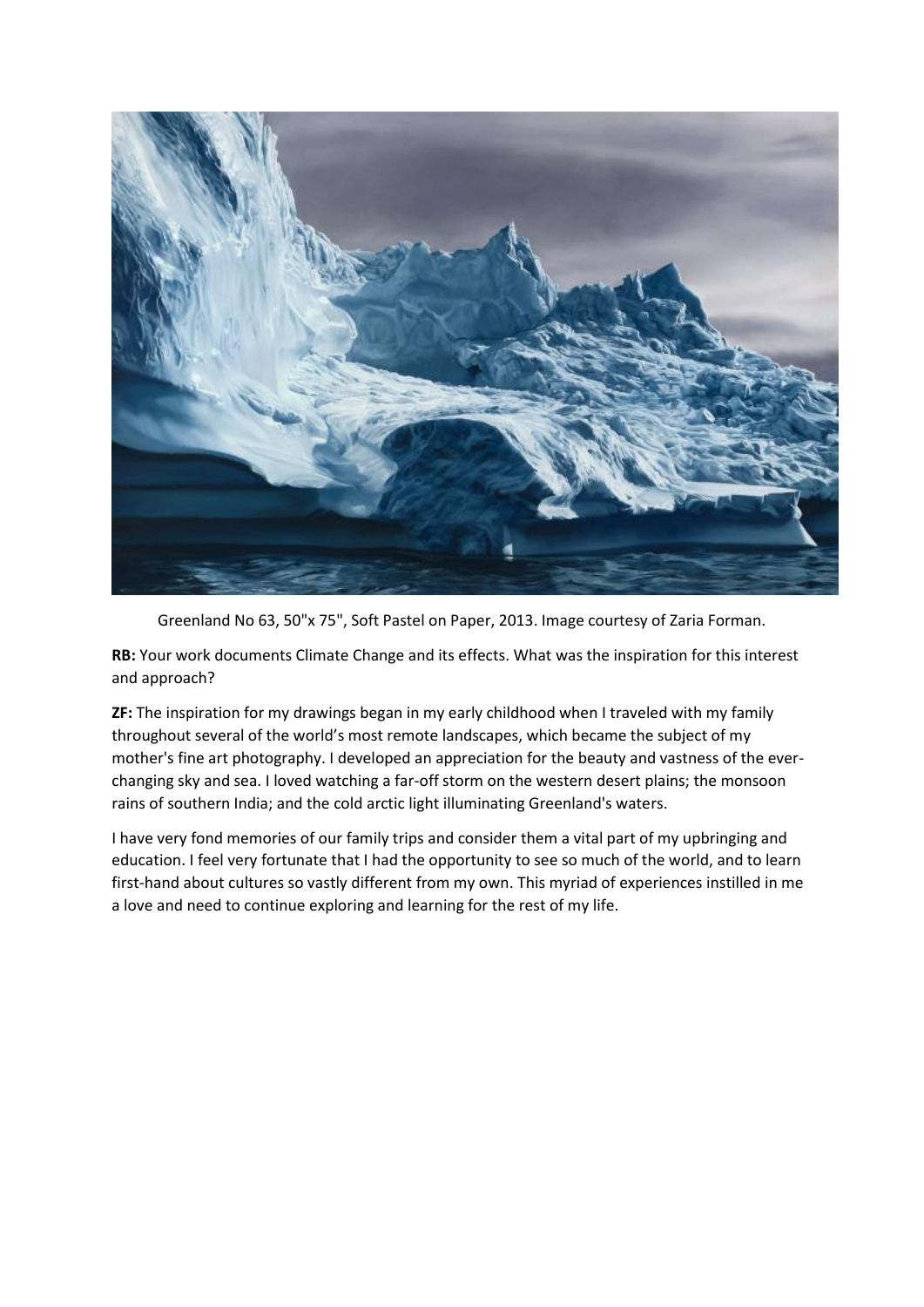Greenland No 63, 50"x 75", Soft Pastel on Paper, 2013. Image courtesy of Zaria Forman.

**RB:** Your work documents Climate Change and its effects. What was the inspiration for this interest and approach?

**ZF:** The inspiration for my drawings began in my early childhood when I traveled with my family throughout several of the world's most remote landscapes, which became the subject of my mother's fine art photography. I developed an appreciation for the beauty and vastness of the ever-changing sky and sea. I loved watching a far-off storm on the western desert plains; the monsoon rains of southern India; and the cold arctic light illuminating Greenland's waters.

I have very fond memories of our family trips and consider them a vital part of my upbringing and education. I feel very fortunate that I had the opportunity to see so much of the world, and to learn first-hand about cultures so vastly different from my own. This myriad of experiences instilled in me a love and need to continue exploring and learning for the rest of my life.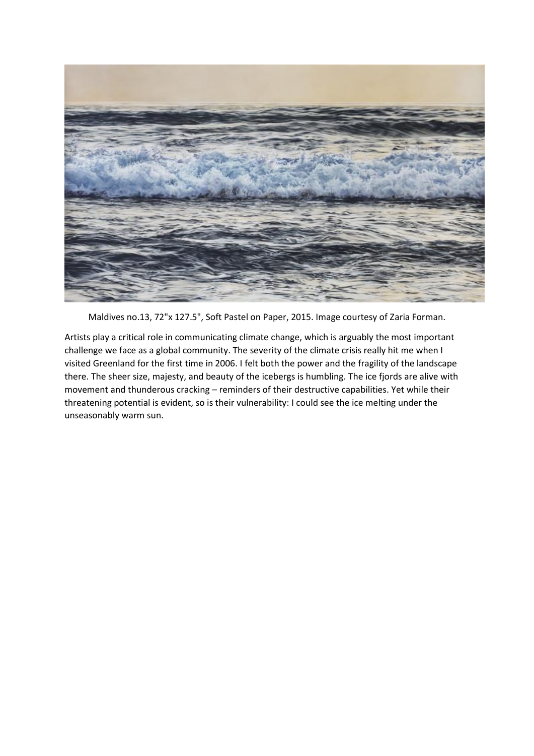Maldives no.13, 72"x 127.5", Soft Pastel on Paper, 2015. Image courtesy of Zaria Forman.

Artists play a critical role in communicating climate change, which is arguably the most important challenge we face as a global community. The severity of the climate crisis really hit me when I visited Greenland for the first time in 2006. I felt both the power and the fragility of the landscape there. The sheer size, majesty, and beauty of the icebergs is humbling. The ice fjords are alive with movement and thunderous cracking – reminders of their destructive capabilities. Yet while their threatening potential is evident, so is their vulnerability: I could see the ice melting under the unseasonably warm sun.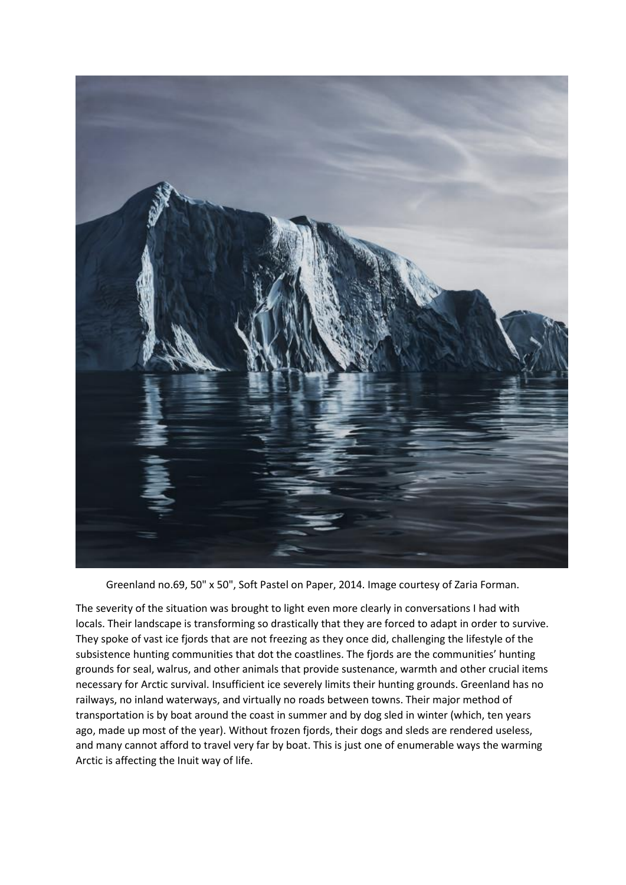Greenland no.69, 50" x 50", Soft Pastel on Paper, 2014. Image courtesy of Zaria Forman.

The severity of the situation was brought to light even more clearly in conversations I had with locals. Their landscape is transforming so drastically that they are forced to adapt in order to survive. They spoke of vast ice fjords that are not freezing as they once did, challenging the lifestyle of the subsistence hunting communities that dot the coastlines. The fjords are the communities' hunting grounds for seal, walrus, and other animals that provide sustenance, warmth and other crucial items necessary for Arctic survival. Insufficient ice severely limits their hunting grounds. Greenland has no railways, no inland waterways, and virtually no roads between towns. Their major method of transportation is by boat around the coast in summer and by dog sled in winter (which, ten years ago, made up most of the year). Without frozen fjords, their dogs and sleds are rendered useless, and many cannot afford to travel very far by boat. This is just one of enumerable ways the warming Arctic is affecting the Inuit way of life.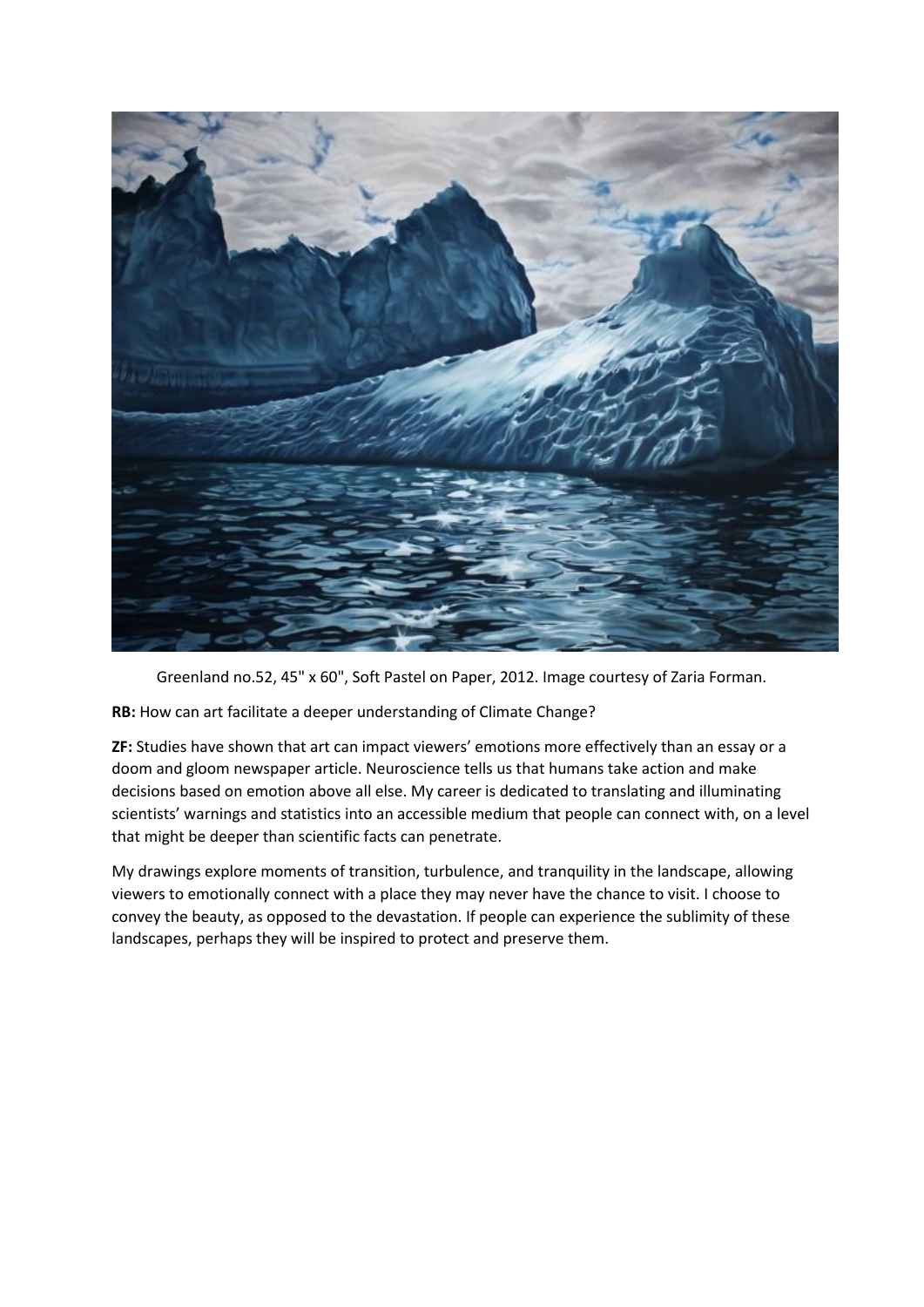Greenland no.52, 45" x 60", Soft Pastel on Paper, 2012. Image courtesy of Zaria Forman.

**RB:** How can art facilitate a deeper understanding of Climate Change?

**ZF:** Studies have shown that art can impact viewers' emotions more effectively than an essay or a doom and gloom newspaper article. Neuroscience tells us that humans take action and make decisions based on emotion above all else. My career is dedicated to translating and illuminating scientists' warnings and statistics into an accessible medium that people can connect with, on a level that might be deeper than scientific facts can penetrate.

My drawings explore moments of transition, turbulence, and tranquility in the landscape, allowing viewers to emotionally connect with a place they may never have the chance to visit. I choose to convey the beauty, as opposed to the devastation. If people can experience the sublimity of these landscapes, perhaps they will be inspired to protect and preserve them.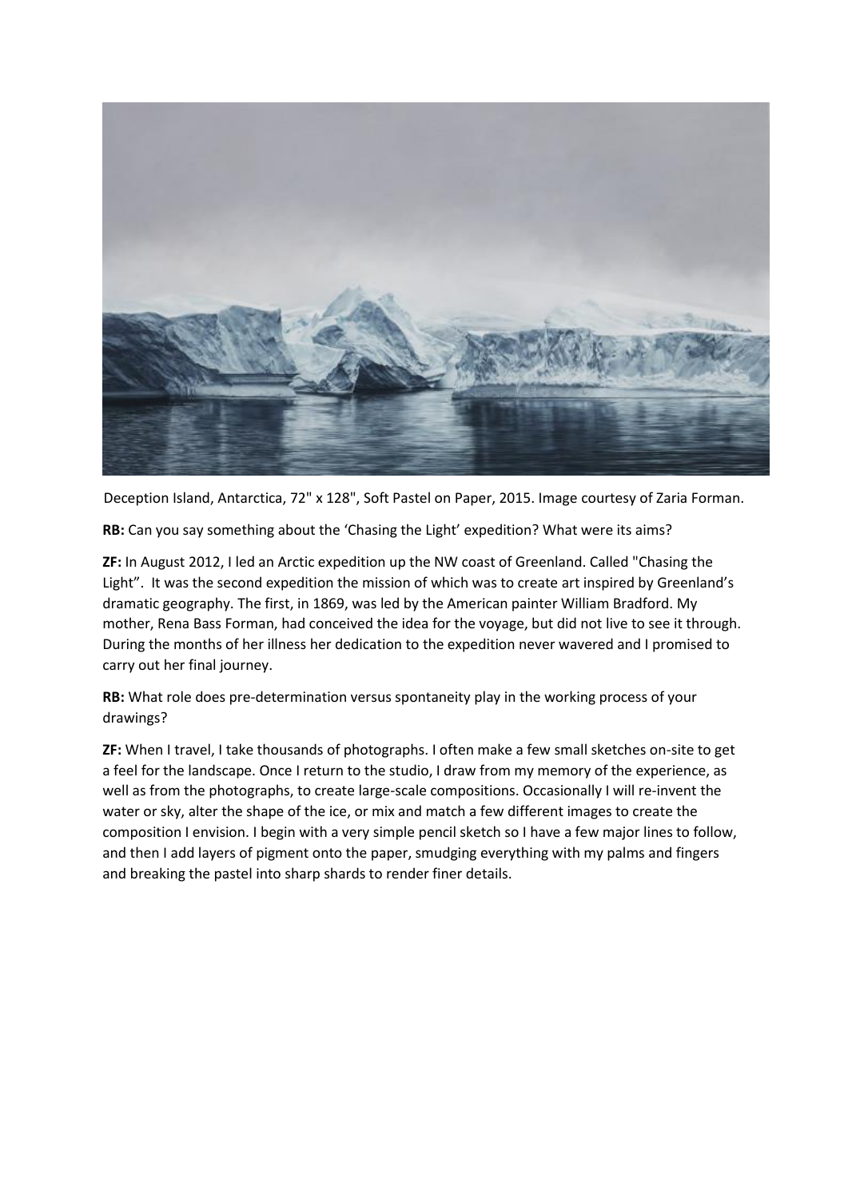Deception Island, Antarctica, 72" x 128", Soft Pastel on Paper, 2015. Image courtesy of Zaria Forman.

**RB:** Can you say something about the 'Chasing the Light' expedition? What were its aims?

**ZF:** In August 2012, I led an Arctic expedition up the NW coast of Greenland. Called "Chasing the Light". It was the second expedition the mission of which was to create art inspired by Greenland's dramatic geography. The first, in 1869, was led by the American painter William Bradford. My mother, Rena Bass Forman, had conceived the idea for the voyage, but did not live to see it through. During the months of her illness her dedication to the expedition never wavered and I promised to carry out her final journey.

**RB:** What role does pre-determination versus spontaneity play in the working process of your drawings?

**ZF:** When I travel, I take thousands of photographs. I often make a few small sketches on-site to get a feel for the landscape. Once I return to the studio, I draw from my memory of the experience, as well as from the photographs, to create large-scale compositions. Occasionally I will re-invent the water or sky, alter the shape of the ice, or mix and match a few different images to create the composition I envision. I begin with a very simple pencil sketch so I have a few major lines to follow, and then I add layers of pigment onto the paper, smudging everything with my palms and fingers and breaking the pastel into sharp shards to render finer details.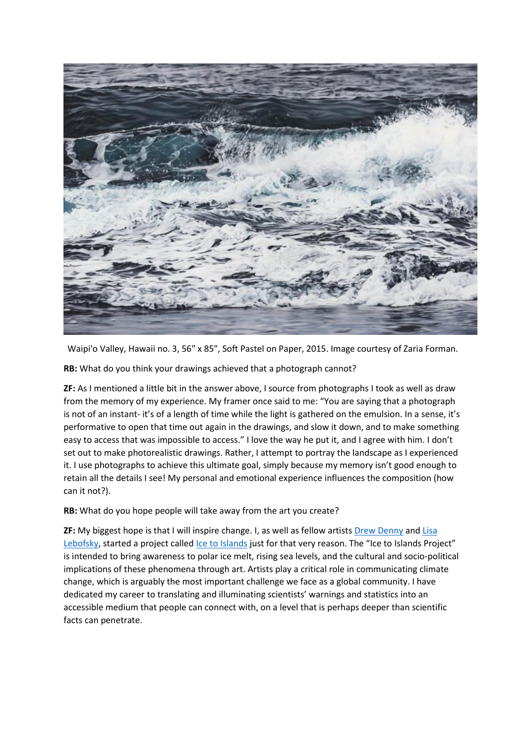Waipi'o Valley, Hawaii no. 3, 56" x 85", Soft Pastel on Paper, 2015. Image courtesy of Zaria Forman.

**RB:** What do you think your drawings achieved that a photograph cannot?

**ZF:** As I mentioned a little bit in the answer above, I source from photographs I took as well as draw from the memory of my experience. My framer once said to me: "You are saying that a photograph is not of an instant- it's of a length of time while the light is gathered on the emulsion. In a sense, it's performative to open that time out again in the drawings, and slow it down, and to make something easy to access that was impossible to access." I love the way he put it, and I agree with him. I don't set out to make photorealistic drawings. Rather, I attempt to portray the landscape as I experienced it. I use photographs to achieve this ultimate goal, simply because my memory isn't good enough to retain all the details I see! My personal and emotional experience influences the composition (how can it not?).

**RB:** What do you hope people will take away from the art you create?

**ZF:** My biggest hope is that I will inspire change. I, as well as fellow artists Drew Denny and Lisa Lebofsky, started a project called Ice to Islands just for that very reason. The "Ice to Islands Project" is intended to bring awareness to polar ice melt, rising sea levels, and the cultural and socio-political implications of these phenomena through art. Artists play a critical role in communicating climate change, which is arguably the most important challenge we face as a global community. I have dedicated my career to translating and illuminating scientists' warnings and statistics into an accessible medium that people can connect with, on a level that is perhaps deeper than scientific facts can penetrate.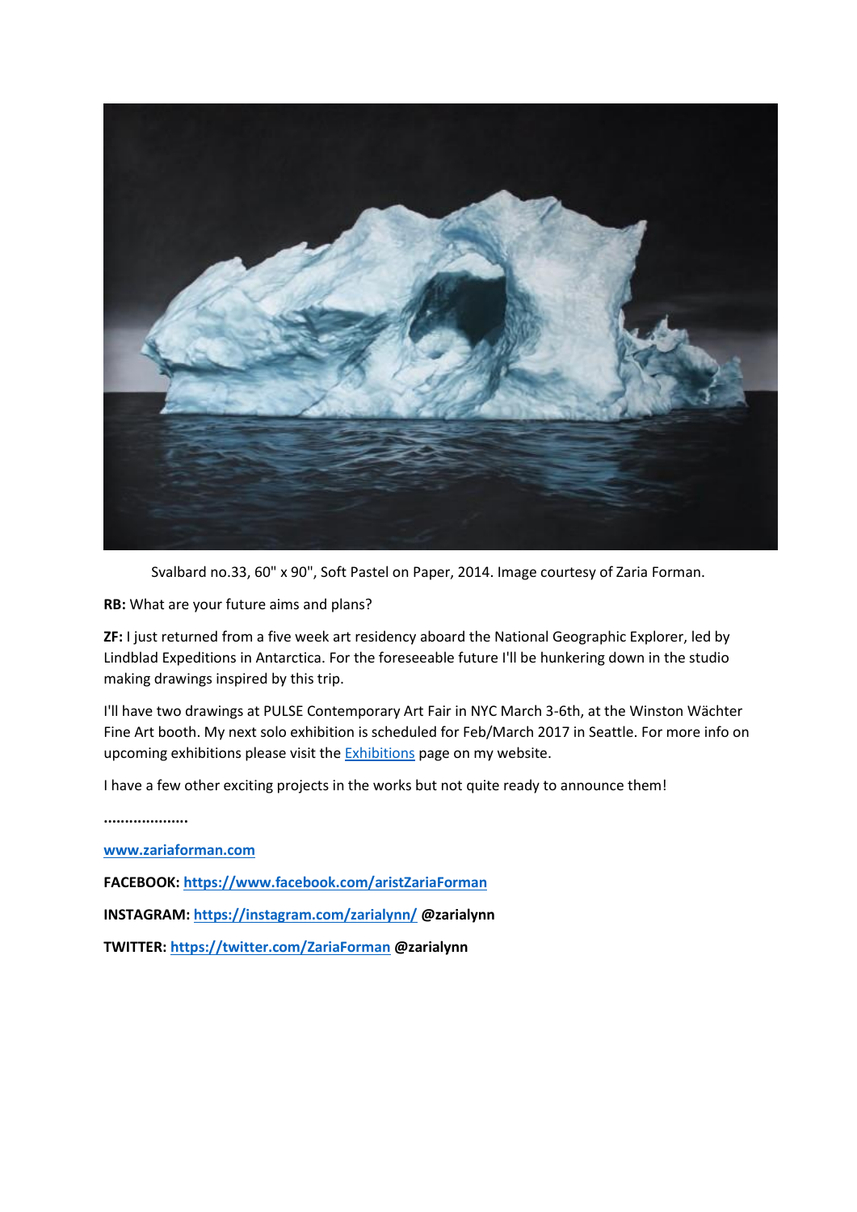Svalbard no.33, 60" x 90", Soft Pastel on Paper, 2014. Image courtesy of Zaria Forman.

**RB:** What are your future aims and plans?

**ZF:** I just returned from a five week art residency aboard the National Geographic Explorer, led by Lindblad Expeditions in Antarctica. For the foreseeable future I'll be hunkering down in the studio making drawings inspired by this trip.

I'll have two drawings at PULSE Contemporary Art Fair in NYC March 3-6th, at the Winston Wächter Fine Art booth. My next solo exhibition is scheduled for Feb/March 2017 in Seattle. For more info on upcoming exhibitions please visit the [Exhibitions] page on my website.

I have a few other exciting projects in the works but not quite ready to announce them!

**...................**

**www.zariaforman.com**

**FACEBOOK: https://www.facebook.com/aristZariaForman**

**INSTAGRAM: https://instagram.com/zarialynn/ @zarialynn**

**TWITTER: https://twitter.com/ZariaForman @zarialynn**